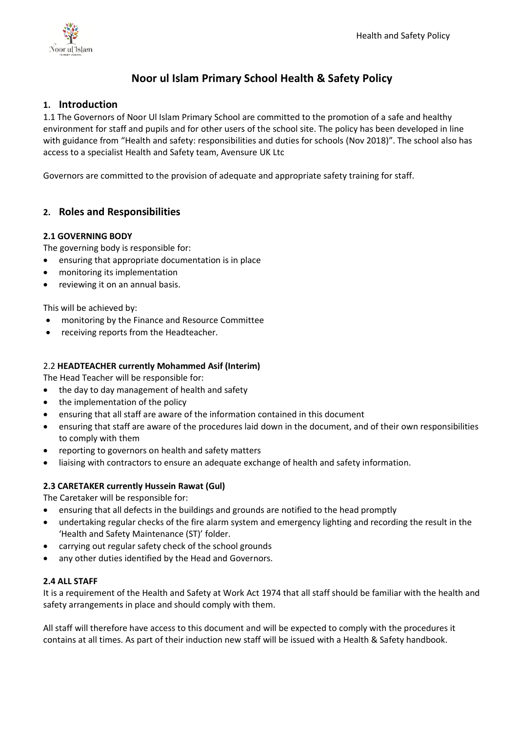# Noor ul Islam Primary School Health & Safety Policy

## 1. Introduction

1.1 The Governors of Noor Ul Islam Primary School are committed to the promotion of a safe and healthy environment for staff and pupils and for other users of the school site. The policy has been developed in line with guidance from "Health and safety: responsibilities and duties for schools (Nov 2018)". The school also has access to a specialist Health and Safety team, Avensure UK Ltc

Governors are committed to the provision of adequate and appropriate safety training for staff.

## 2. Roles and Responsibilities

### 2.1 GOVERNING BODY

The governing body is responsible for:

- ensuring that appropriate documentation is in place
- monitoring its implementation
- reviewing it on an annual basis.

This will be achieved by:

- monitoring by the Finance and Resource Committee
- receiving reports from the Headteacher.

### 2.2 HEADTEACHER currently Mohammed Asif (Interim)

The Head Teacher will be responsible for:

- the day to day management of health and safety
- the implementation of the policy
- ensuring that all staff are aware of the information contained in this document
- ensuring that staff are aware of the procedures laid down in the document, and of their own responsibilities to comply with them
- reporting to governors on health and safety matters
- liaising with contractors to ensure an adequate exchange of health and safety information.

### 2.3 CARETAKER currently Hussein Rawat (Gul)

The Caretaker will be responsible for:

- ensuring that all defects in the buildings and grounds are notified to the head promptly
- undertaking regular checks of the fire alarm system and emergency lighting and recording the result in the 'Health and Safety Maintenance (ST)' folder.
- carrying out regular safety check of the school grounds
- any other duties identified by the Head and Governors.

### 2.4 ALL STAFF

It is a requirement of the Health and Safety at Work Act 1974 that all staff should be familiar with the health and safety arrangements in place and should comply with them.

All staff will therefore have access to this document and will be expected to comply with the procedures it contains at all times. As part of their induction new staff will be issued with a Health & Safety handbook.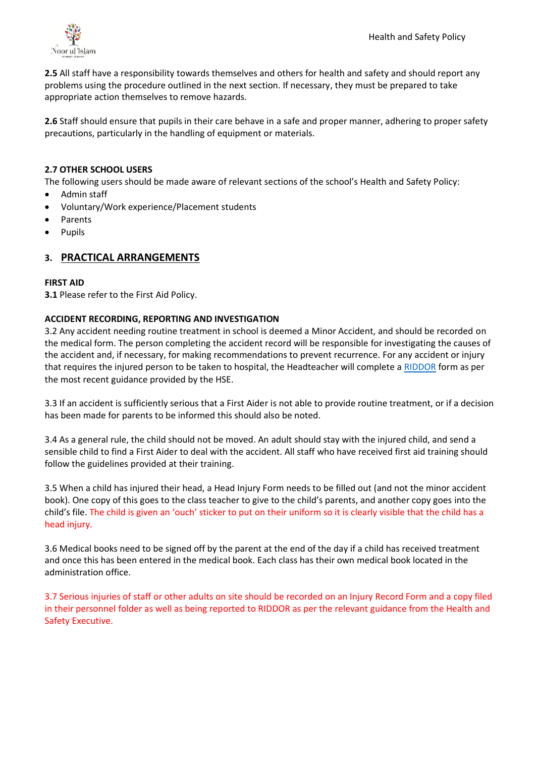**2.5** All staff have a responsibility towards themselves and others for health and safety and should report any problems using the procedure outlined in the next section. If necessary, they must be prepared to take appropriate action themselves to remove hazards.

**2.6** Staff should ensure that pupils in their care behave in a safe and proper manner, adhering to proper safety precautions, particularly in the handling of equipment or materials.

**2.7 OTHER SCHOOL USERS**

The following users should be made aware of relevant sections of the school's Health and Safety Policy:

- Admin staff
- Voluntary/Work experience/Placement students
- Parents
- Pupils

## 3. PRACTICAL ARRANGEMENTS

**FIRST AID**

**3.1** Please refer to the First Aid Policy.

**ACCIDENT RECORDING, REPORTING AND INVESTIGATION**

3.2 Any accident needing routine treatment in school is deemed a Minor Accident, and should be recorded on the medical form. The person completing the accident record will be responsible for investigating the causes of the accident and, if necessary, for making recommendations to prevent recurrence. For any accident or injury that requires the injured person to be taken to hospital, the Headteacher will complete a RIDDOR form as per the most recent guidance provided by the HSE.

3.3 If an accident is sufficiently serious that a First Aider is not able to provide routine treatment, or if a decision has been made for parents to be informed this should also be noted.

3.4 As a general rule, the child should not be moved. An adult should stay with the injured child, and send a sensible child to find a First Aider to deal with the accident. All staff who have received first aid training should follow the guidelines provided at their training.

3.5 When a child has injured their head, a Head Injury Form needs to be filled out (and not the minor accident book). One copy of this goes to the class teacher to give to the child's parents, and another copy goes into the child's file. The child is given an 'ouch' sticker to put on their uniform so it is clearly visible that the child has a head injury.

3.6 Medical books need to be signed off by the parent at the end of the day if a child has received treatment and once this has been entered in the medical book. Each class has their own medical book located in the administration office.

3.7 Serious injuries of staff or other adults on site should be recorded on an Injury Record Form and a copy filed in their personnel folder as well as being reported to RIDDOR as per the relevant guidance from the Health and Safety Executive.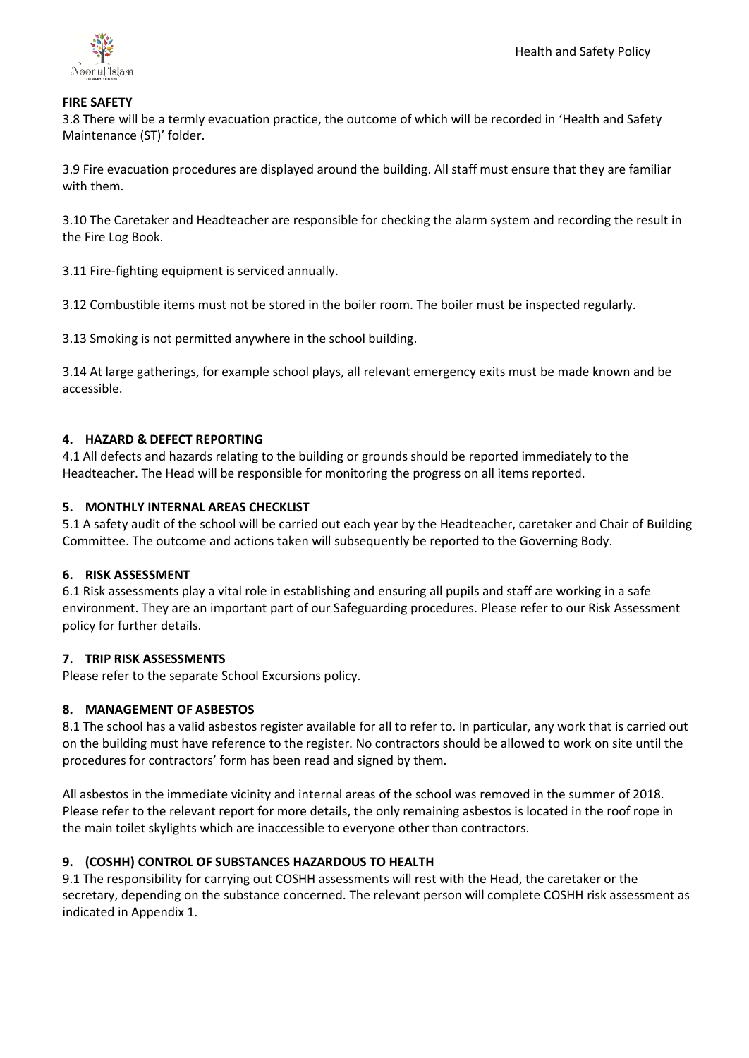**FIRE SAFETY**

3.8 There will be a termly evacuation practice, the outcome of which will be recorded in 'Health and Safety Maintenance (ST)' folder.

3.9 Fire evacuation procedures are displayed around the building. All staff must ensure that they are familiar with them.

3.10 The Caretaker and Headteacher are responsible for checking the alarm system and recording the result in the Fire Log Book.

3.11 Fire-fighting equipment is serviced annually.

3.12 Combustible items must not be stored in the boiler room. The boiler must be inspected regularly.

3.13 Smoking is not permitted anywhere in the school building.

3.14 At large gatherings, for example school plays, all relevant emergency exits must be made known and be accessible.

## 4. HAZARD & DEFECT REPORTING

4.1 All defects and hazards relating to the building or grounds should be reported immediately to the Headteacher. The Head will be responsible for monitoring the progress on all items reported.

## 5. MONTHLY INTERNAL AREAS CHECKLIST

5.1 A safety audit of the school will be carried out each year by the Headteacher, caretaker and Chair of Building Committee. The outcome and actions taken will subsequently be reported to the Governing Body.

## 6. RISK ASSESSMENT

6.1 Risk assessments play a vital role in establishing and ensuring all pupils and staff are working in a safe environment. They are an important part of our Safeguarding procedures. Please refer to our Risk Assessment policy for further details.

## 7. TRIP RISK ASSESSMENTS

Please refer to the separate School Excursions policy.

## 8. MANAGEMENT OF ASBESTOS

8.1 The school has a valid asbestos register available for all to refer to. In particular, any work that is carried out on the building must have reference to the register. No contractors should be allowed to work on site until the procedures for contractors' form has been read and signed by them.

All asbestos in the immediate vicinity and internal areas of the school was removed in the summer of 2018. Please refer to the relevant report for more details, the only remaining asbestos is located in the roof rope in the main toilet skylights which are inaccessible to everyone other than contractors.

## 9. (COSHH) CONTROL OF SUBSTANCES HAZARDOUS TO HEALTH

9.1 The responsibility for carrying out COSHH assessments will rest with the Head, the caretaker or the secretary, depending on the substance concerned. The relevant person will complete COSHH risk assessment as indicated in Appendix 1.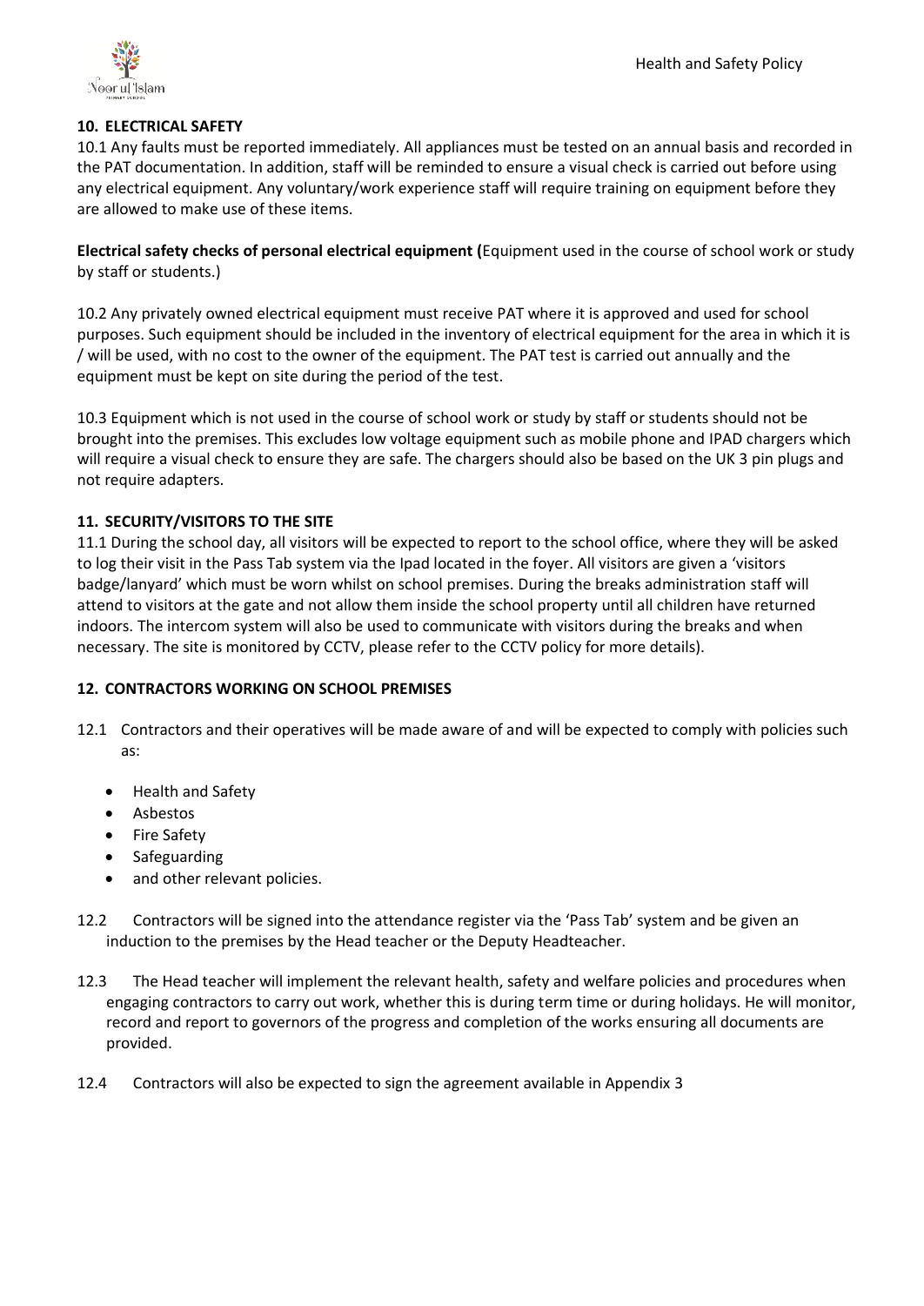## 10. ELECTRICAL SAFETY

10.1 Any faults must be reported immediately. All appliances must be tested on an annual basis and recorded in the PAT documentation. In addition, staff will be reminded to ensure a visual check is carried out before using any electrical equipment. Any voluntary/work experience staff will require training on equipment before they are allowed to make use of these items.

**Electrical safety checks of personal electrical equipment (**Equipment used in the course of school work or study by staff or students.)

10.2 Any privately owned electrical equipment must receive PAT where it is approved and used for school purposes. Such equipment should be included in the inventory of electrical equipment for the area in which it is / will be used, with no cost to the owner of the equipment. The PAT test is carried out annually and the equipment must be kept on site during the period of the test.

10.3 Equipment which is not used in the course of school work or study by staff or students should not be brought into the premises. This excludes low voltage equipment such as mobile phone and IPAD chargers which will require a visual check to ensure they are safe. The chargers should also be based on the UK 3 pin plugs and not require adapters.

## 11. SECURITY/VISITORS TO THE SITE

11.1 During the school day, all visitors will be expected to report to the school office, where they will be asked to log their visit in the Pass Tab system via the Ipad located in the foyer. All visitors are given a 'visitors badge/lanyard' which must be worn whilst on school premises. During the breaks administration staff will attend to visitors at the gate and not allow them inside the school property until all children have returned indoors. The intercom system will also be used to communicate with visitors during the breaks and when necessary. The site is monitored by CCTV, please refer to the CCTV policy for more details).

## 12. CONTRACTORS WORKING ON SCHOOL PREMISES

12.1 Contractors and their operatives will be made aware of and will be expected to comply with policies such as:

- Health and Safety
- Asbestos
- Fire Safety
- Safeguarding
- and other relevant policies.

12.2 Contractors will be signed into the attendance register via the 'Pass Tab' system and be given an induction to the premises by the Head teacher or the Deputy Headteacher.

12.3 The Head teacher will implement the relevant health, safety and welfare policies and procedures when engaging contractors to carry out work, whether this is during term time or during holidays. He will monitor, record and report to governors of the progress and completion of the works ensuring all documents are provided.

12.4 Contractors will also be expected to sign the agreement available in Appendix 3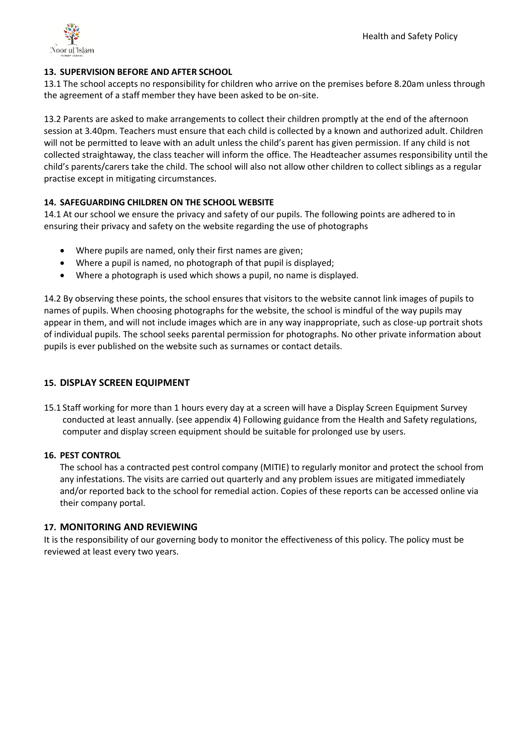## 13. SUPERVISION BEFORE AND AFTER SCHOOL

13.1 The school accepts no responsibility for children who arrive on the premises before 8.20am unless through the agreement of a staff member they have been asked to be on-site.

13.2 Parents are asked to make arrangements to collect their children promptly at the end of the afternoon session at 3.40pm. Teachers must ensure that each child is collected by a known and authorized adult. Children will not be permitted to leave with an adult unless the child's parent has given permission. If any child is not collected straightaway, the class teacher will inform the office. The Headteacher assumes responsibility until the child's parents/carers take the child. The school will also not allow other children to collect siblings as a regular practise except in mitigating circumstances.

## 14. SAFEGUARDING CHILDREN ON THE SCHOOL WEBSITE

14.1 At our school we ensure the privacy and safety of our pupils. The following points are adhered to in ensuring their privacy and safety on the website regarding the use of photographs

- Where pupils are named, only their first names are given;
- Where a pupil is named, no photograph of that pupil is displayed;
- Where a photograph is used which shows a pupil, no name is displayed.

14.2 By observing these points, the school ensures that visitors to the website cannot link images of pupils to names of pupils. When choosing photographs for the website, the school is mindful of the way pupils may appear in them, and will not include images which are in any way inappropriate, such as close-up portrait shots of individual pupils. The school seeks parental permission for photographs. No other private information about pupils is ever published on the website such as surnames or contact details.

## 15. DISPLAY SCREEN EQUIPMENT

15.1 Staff working for more than 1 hours every day at a screen will have a Display Screen Equipment Survey conducted at least annually. (see appendix 4) Following guidance from the Health and Safety regulations, computer and display screen equipment should be suitable for prolonged use by users.

## 16. PEST CONTROL

The school has a contracted pest control company (MITIE) to regularly monitor and protect the school from any infestations. The visits are carried out quarterly and any problem issues are mitigated immediately and/or reported back to the school for remedial action. Copies of these reports can be accessed online via their company portal.

## 17. MONITORING AND REVIEWING

It is the responsibility of our governing body to monitor the effectiveness of this policy. The policy must be reviewed at least every two years.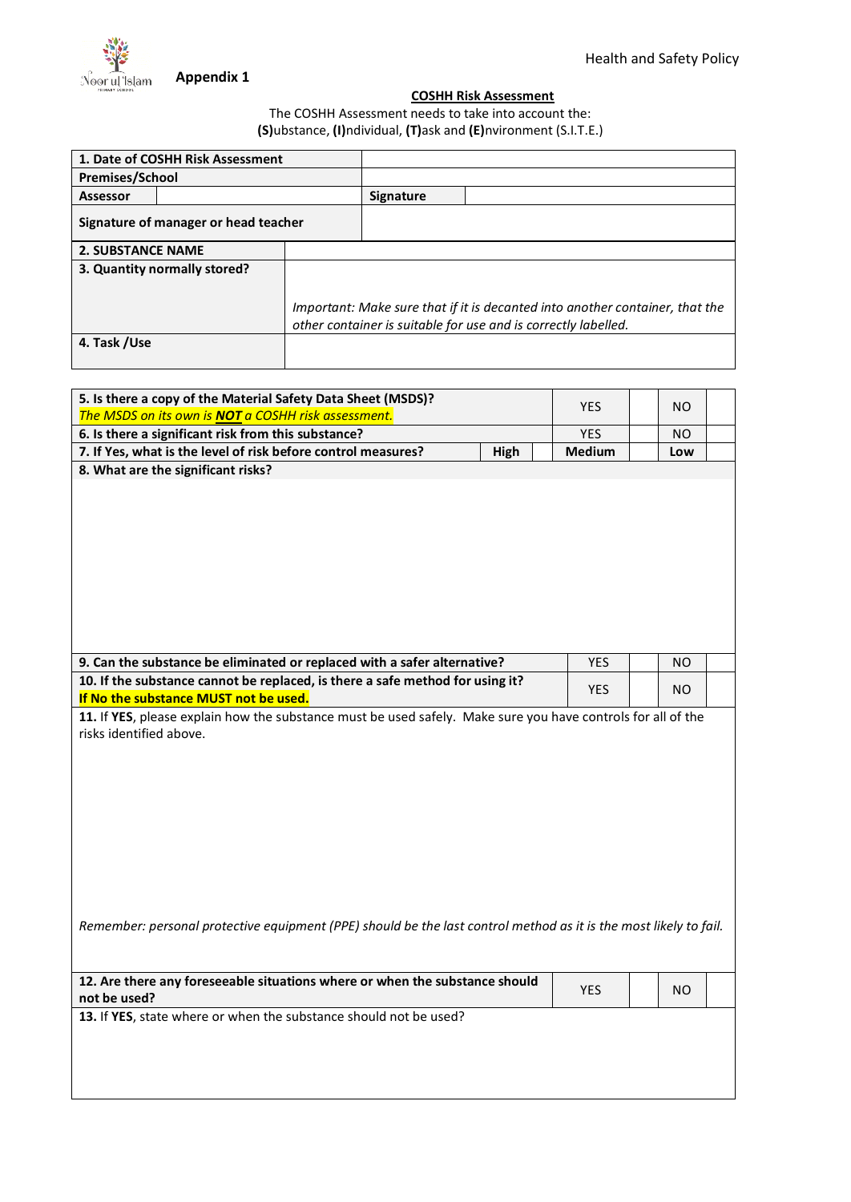**Appendix 1**

**COSHH Risk Assessment**

The COSHH Assessment needs to take into account the:
**(S)**ubstance, **(I)**ndividual, **(T)**ask and **(E)**nvironment (S.I.T.E.)

| **1. Date of COSHH Risk Assessment** | | | |
|---|---|---|---|
| **Premises/School** | | | |
| **Assessor** | | **Signature** | |
| **Signature of manager or head teacher** | | | |

| **2. SUBSTANCE NAME** | |
|---|---|
| **3. Quantity normally stored?** | *Important: Make sure that if it is decanted into another container, that the other container is suitable for use and is correctly labelled.* |
| **4. Task /Use** | |

| **5. Is there a copy of the Material Safety Data Sheet (MSDS)?** *The MSDS on its own is* ***NOT*** *a COSHH risk assessment.* | | YES | | NO | |
|---|---|---|---|---|---|
| **6. Is there a significant risk from this substance?** | | YES | | NO | |
| **7. If Yes, what is the level of risk before control measures?** | **High** | **Medium** | | **Low** | |
| **8. What are the significant risks?** | | | | | |
| **9. Can the substance be eliminated or replaced with a safer alternative?** | | YES | | NO | |
| **10. If the substance cannot be replaced, is there a safe method for using it?** **If No the substance MUST not be used.** | | YES | | NO | |
| **11.** If **YES**, please explain how the substance must be used safely. Make sure you have controls for all of the risks identified above. *Remember: personal protective equipment (PPE) should be the last control method as it is the most likely to fail.* | | | | | |
| **12. Are there any foreseeable situations where or when the substance should not be used?** | | YES | | NO | |
| **13.** If **YES**, state where or when the substance should not be used? | | | | | |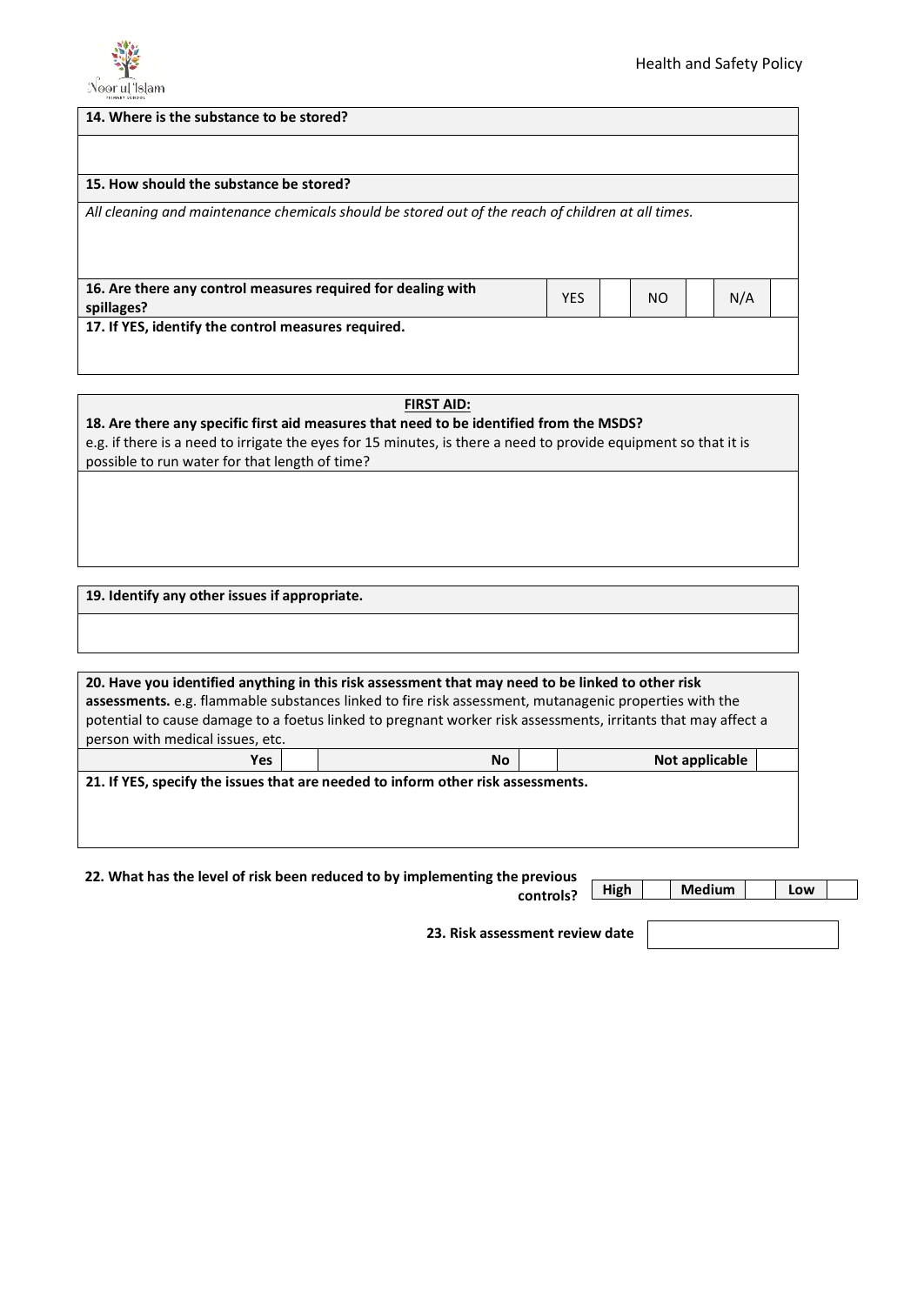**14. Where is the substance to be stored?**

**15. How should the substance be stored?**

*All cleaning and maintenance chemicals should be stored out of the reach of children at all times.*

| **16. Are there any control measures required for dealing with spillages?** | YES | | NO | | N/A | |
|---|---|---|---|---|---|---|

**17. If YES, identify the control measures required.**

**FIRST AID:**

**18. Are there any specific first aid measures that need to be identified from the MSDS?**
e.g. if there is a need to irrigate the eyes for 15 minutes, is there a need to provide equipment so that it is possible to run water for that length of time?

**19. Identify any other issues if appropriate.**

**20. Have you identified anything in this risk assessment that may need to be linked to other risk assessments.** e.g. flammable substances linked to fire risk assessment, mutanagenic properties with the potential to cause damage to a foetus linked to pregnant worker risk assessments, irritants that may affect a person with medical issues, etc.

| **Yes** | | **No** | | **Not applicable** | |
|---|---|---|---|---|---|

**21. If YES, specify the issues that are needed to inform other risk assessments.**

**22. What has the level of risk been reduced to by implementing the previous controls?**

| **High** | | **Medium** | | **Low** | |
|---|---|---|---|---|---|

**23. Risk assessment review date**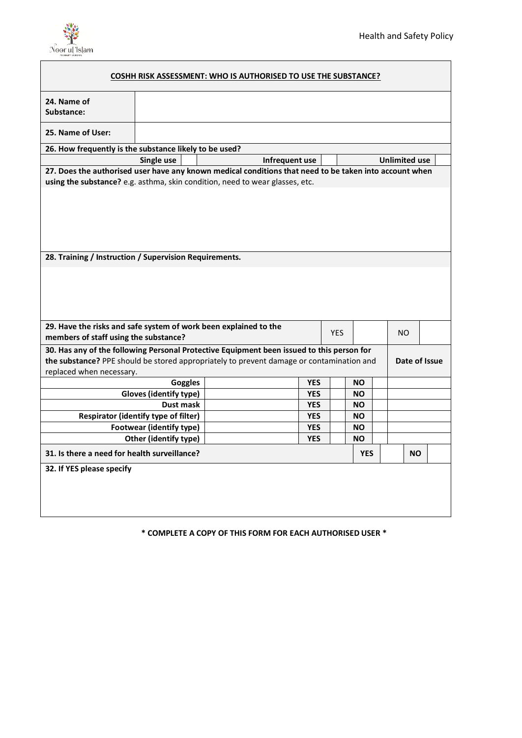**COSHH RISK ASSESSMENT: WHO IS AUTHORISED TO USE THE SUBSTANCE?**

| **24. Name of Substance:** | |
|---|---|
| **25. Name of User:** | |

**26. How frequently is the substance likely to be used?**

| **Single use** | | **Infrequent use** | | **Unlimited use** | |
|---|---|---|---|---|---|

**27. Does the authorised user have any known medical conditions that need to be taken into account when using the substance?** e.g. asthma, skin condition, need to wear glasses, etc.

**28. Training / Instruction / Supervision Requirements.**

| **29. Have the risks and safe system of work been explained to the members of staff using the substance?** | YES | | NO | |
|---|---|---|---|---|

**30. Has any of the following Personal Protective Equipment been issued to this person for the substance?** PPE should be stored appropriately to prevent damage or contamination and replaced when necessary.

| | | | | | | **Date of Issue** |
|---|---|---|---|---|---|---|
| **Goggles** | | **YES** | | **NO** | | |
| **Gloves (identify type)** | | **YES** | | **NO** | | |
| **Dust mask** | | **YES** | | **NO** | | |
| **Respirator (identify type of filter)** | | **YES** | | **NO** | | |
| **Footwear (identify type)** | | **YES** | | **NO** | | |
| **Other (identify type)** | | **YES** | | **NO** | | |

| **31. Is there a need for health surveillance?** | **YES** | | **NO** | |
|---|---|---|---|---|

**32. If YES please specify**

**\* COMPLETE A COPY OF THIS FORM FOR EACH AUTHORISED USER \***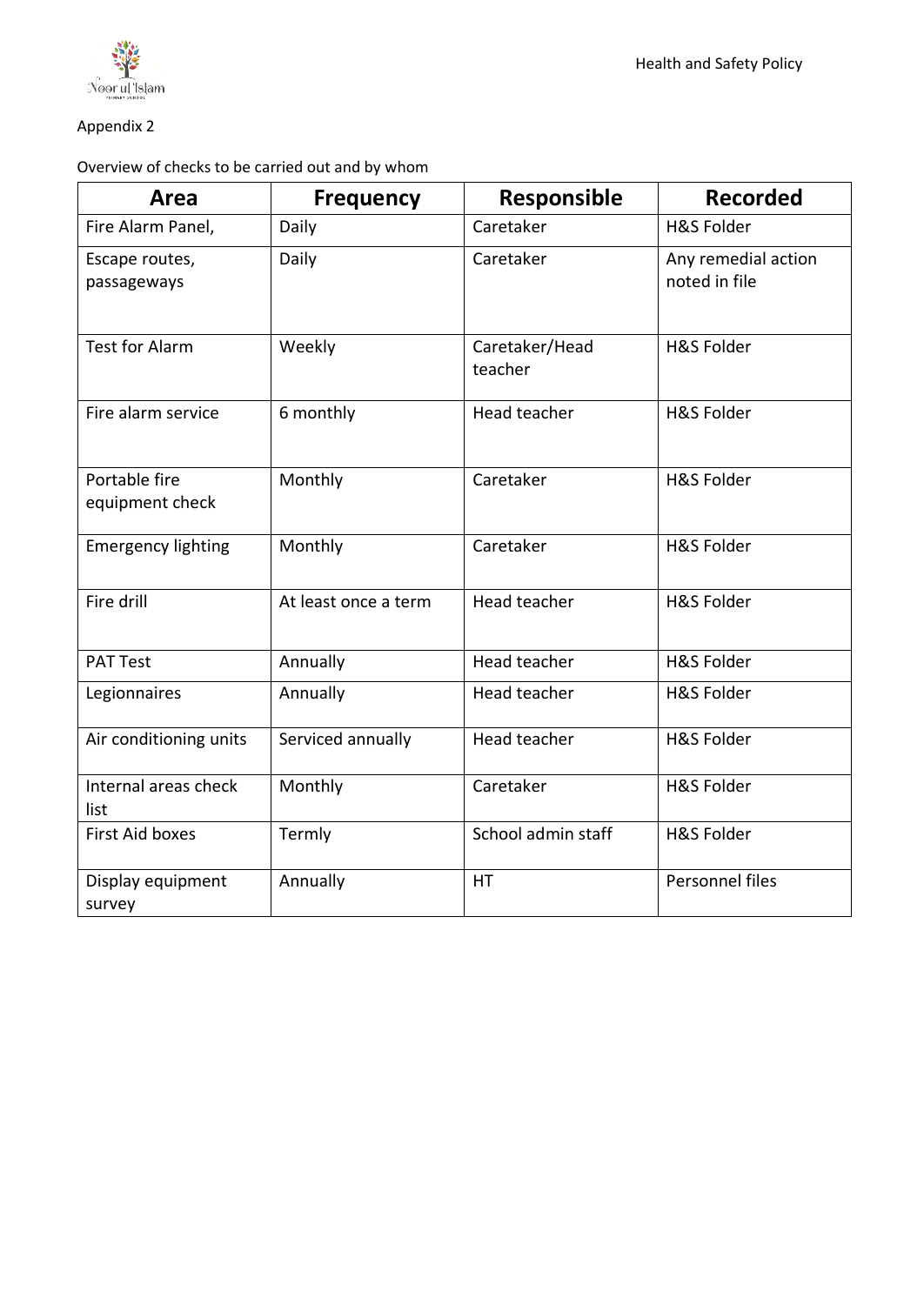Appendix 2

Overview of checks to be carried out and by whom

| Area | Frequency | Responsible | Recorded |
| --- | --- | --- | --- |
| Fire Alarm Panel, | Daily | Caretaker | H&S Folder |
| Escape routes, passageways | Daily | Caretaker | Any remedial action noted in file |
| Test for Alarm | Weekly | Caretaker/Head teacher | H&S Folder |
| Fire alarm service | 6 monthly | Head teacher | H&S Folder |
| Portable fire equipment check | Monthly | Caretaker | H&S Folder |
| Emergency lighting | Monthly | Caretaker | H&S Folder |
| Fire drill | At least once a term | Head teacher | H&S Folder |
| PAT Test | Annually | Head teacher | H&S Folder |
| Legionnaires | Annually | Head teacher | H&S Folder |
| Air conditioning units | Serviced annually | Head teacher | H&S Folder |
| Internal areas check list | Monthly | Caretaker | H&S Folder |
| First Aid boxes | Termly | School admin staff | H&S Folder |
| Display equipment survey | Annually | HT | Personnel files |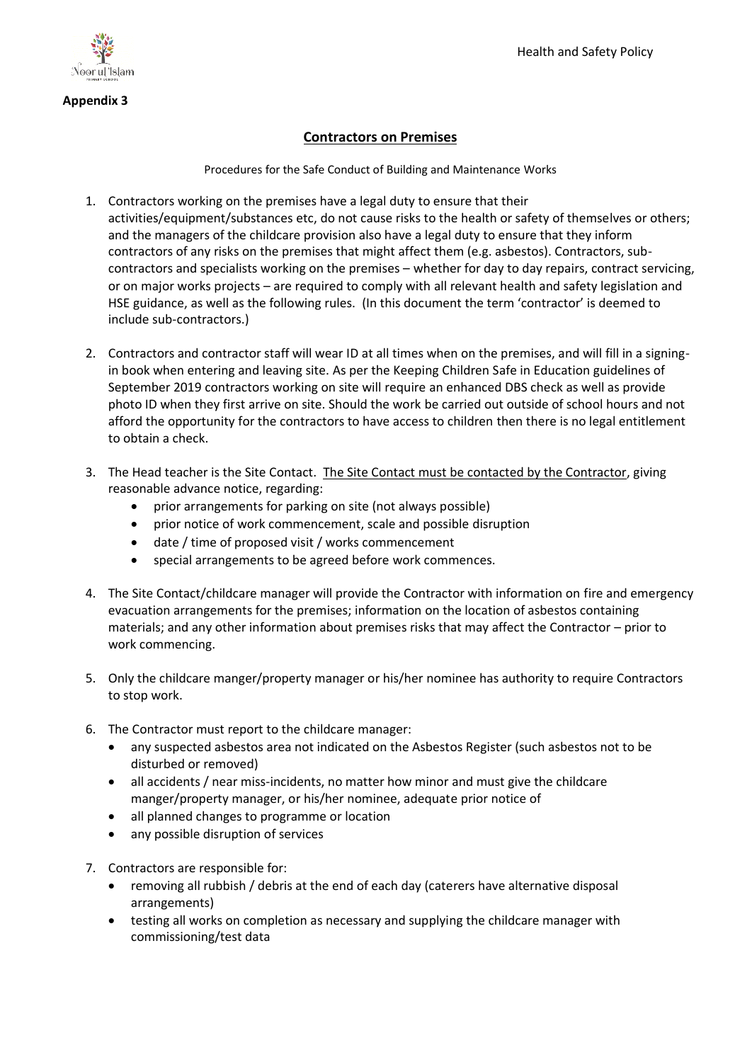**Appendix 3**

## Contractors on Premises

Procedures for the Safe Conduct of Building and Maintenance Works

1. Contractors working on the premises have a legal duty to ensure that their activities/equipment/substances etc, do not cause risks to the health or safety of themselves or others; and the managers of the childcare provision also have a legal duty to ensure that they inform contractors of any risks on the premises that might affect them (e.g. asbestos). Contractors, sub-contractors and specialists working on the premises – whether for day to day repairs, contract servicing, or on major works projects – are required to comply with all relevant health and safety legislation and HSE guidance, as well as the following rules. (In this document the term 'contractor' is deemed to include sub-contractors.)

2. Contractors and contractor staff will wear ID at all times when on the premises, and will fill in a signing-in book when entering and leaving site. As per the Keeping Children Safe in Education guidelines of September 2019 contractors working on site will require an enhanced DBS check as well as provide photo ID when they first arrive on site. Should the work be carried out outside of school hours and not afford the opportunity for the contractors to have access to children then there is no legal entitlement to obtain a check.

3. The Head teacher is the Site Contact. <u>The Site Contact must be contacted by the Contractor</u>, giving reasonable advance notice, regarding:
   - prior arrangements for parking on site (not always possible)
   - prior notice of work commencement, scale and possible disruption
   - date / time of proposed visit / works commencement
   - special arrangements to be agreed before work commences.

4. The Site Contact/childcare manager will provide the Contractor with information on fire and emergency evacuation arrangements for the premises; information on the location of asbestos containing materials; and any other information about premises risks that may affect the Contractor – prior to work commencing.

5. Only the childcare manger/property manager or his/her nominee has authority to require Contractors to stop work.

6. The Contractor must report to the childcare manager:
   - any suspected asbestos area not indicated on the Asbestos Register (such asbestos not to be disturbed or removed)
   - all accidents / near miss-incidents, no matter how minor and must give the childcare manger/property manager, or his/her nominee, adequate prior notice of
   - all planned changes to programme or location
   - any possible disruption of services

7. Contractors are responsible for:
   - removing all rubbish / debris at the end of each day (caterers have alternative disposal arrangements)
   - testing all works on completion as necessary and supplying the childcare manager with commissioning/test data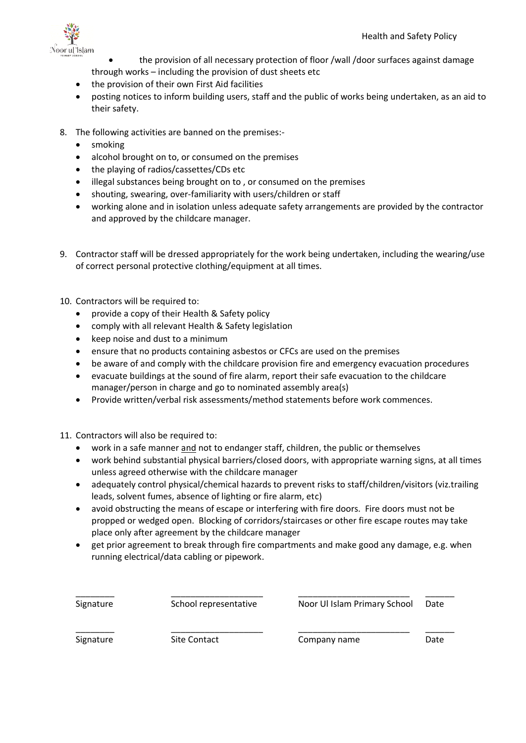- the provision of all necessary protection of floor /wall /door surfaces against damage through works – including the provision of dust sheets etc
- the provision of their own First Aid facilities
- posting notices to inform building users, staff and the public of works being undertaken, as an aid to their safety.

8. The following activities are banned on the premises:-
   - smoking
   - alcohol brought on to, or consumed on the premises
   - the playing of radios/cassettes/CDs etc
   - illegal substances being brought on to , or consumed on the premises
   - shouting, swearing, over-familiarity with users/children or staff
   - working alone and in isolation unless adequate safety arrangements are provided by the contractor and approved by the childcare manager.

9. Contractor staff will be dressed appropriately for the work being undertaken, including the wearing/use of correct personal protective clothing/equipment at all times.

10. Contractors will be required to:
    - provide a copy of their Health & Safety policy
    - comply with all relevant Health & Safety legislation
    - keep noise and dust to a minimum
    - ensure that no products containing asbestos or CFCs are used on the premises
    - be aware of and comply with the childcare provision fire and emergency evacuation procedures
    - evacuate buildings at the sound of fire alarm, report their safe evacuation to the childcare manager/person in charge and go to nominated assembly area(s)
    - Provide written/verbal risk assessments/method statements before work commences.

11. Contractors will also be required to:
    - work in a safe manner <u>and</u> not to endanger staff, children, the public or themselves
    - work behind substantial physical barriers/closed doors, with appropriate warning signs, at all times unless agreed otherwise with the childcare manager
    - adequately control physical/chemical hazards to prevent risks to staff/children/visitors (viz.trailing leads, solvent fumes, absence of lighting or fire alarm, etc)
    - avoid obstructing the means of escape or interfering with fire doors. Fire doors must not be propped or wedged open. Blocking of corridors/staircases or other fire escape routes may take place only after agreement by the childcare manager
    - get prior agreement to break through fire compartments and make good any damage, e.g. when running electrical/data cabling or pipework.

| ________ | ___________________ | _______________________ | ______ |
|---|---|---|---|
| Signature | School representative | Noor Ul Islam Primary School | Date |
| ________ | ___________________ | _______________________ | ______ |
| Signature | Site Contact | Company name | Date |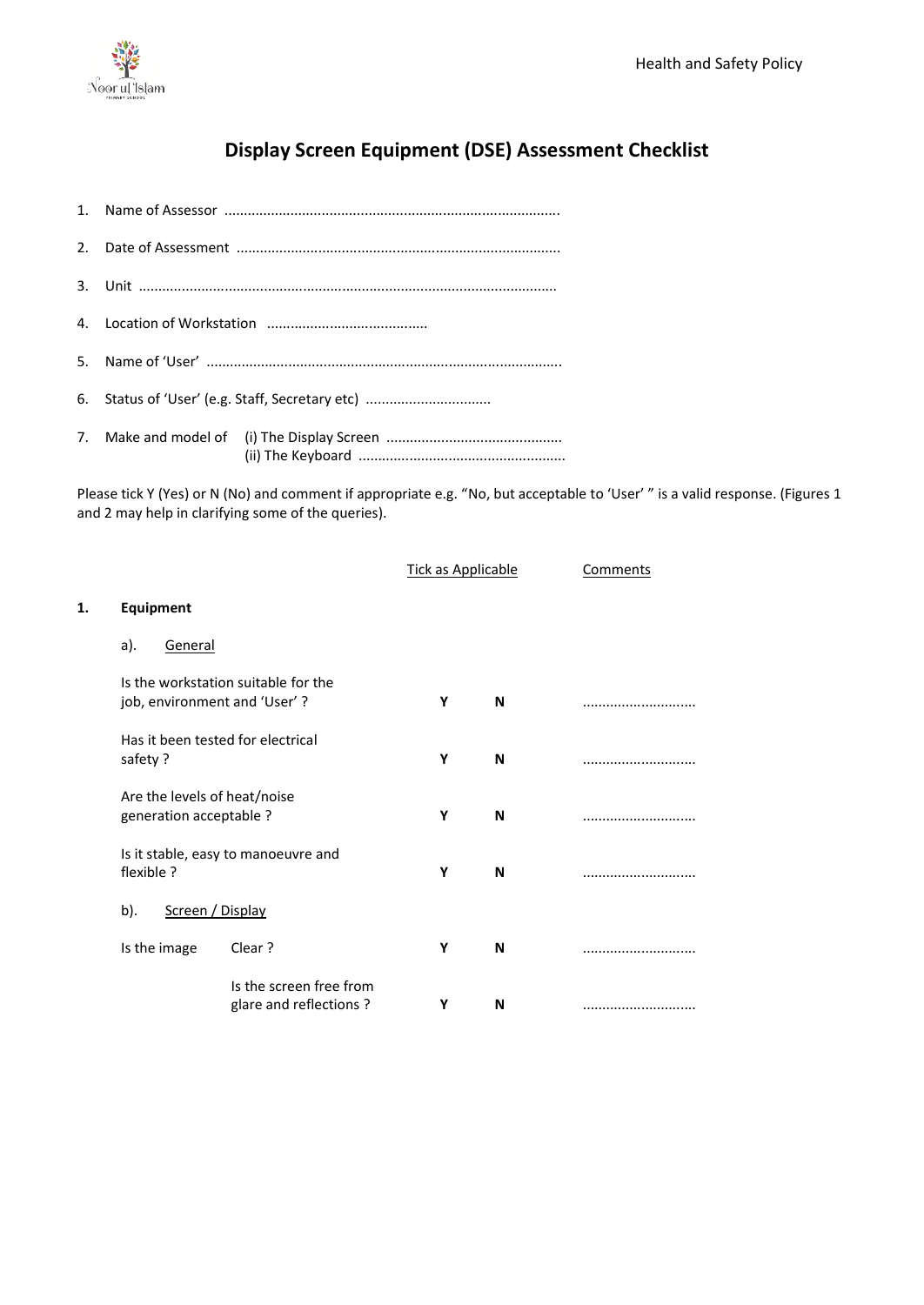# Display Screen Equipment (DSE) Assessment Checklist

1. Name of Assessor .....................................................................................
2. Date of Assessment ..................................................................................
3. Unit ..........................................................................................................
4. Location of Workstation ........................................
5. Name of 'User' ..........................................................................................
6. Status of 'User' (e.g. Staff, Secretary etc) ................................
7. Make and model of (i) The Display Screen ............................................
   (ii) The Keyboard .....................................................

Please tick Y (Yes) or N (No) and comment if appropriate e.g. "No, but acceptable to 'User' " is a valid response. (Figures 1 and 2 may help in clarifying some of the queries).

| | Tick as Applicable | | Comments |
|---|---|---|---|
| **1. Equipment** | | | |
| a). General | | | |
| Is the workstation suitable for the job, environment and 'User' ? | **Y** | **N** | ............................ |
| Has it been tested for electrical safety ? | **Y** | **N** | ............................ |
| Are the levels of heat/noise generation acceptable ? | **Y** | **N** | ............................ |
| Is it stable, easy to manoeuvre and flexible ? | **Y** | **N** | ............................ |
| b). Screen / Display | | | |
| Is the image Clear ? | **Y** | **N** | ............................ |
| Is the screen free from glare and reflections ? | **Y** | **N** | ............................ |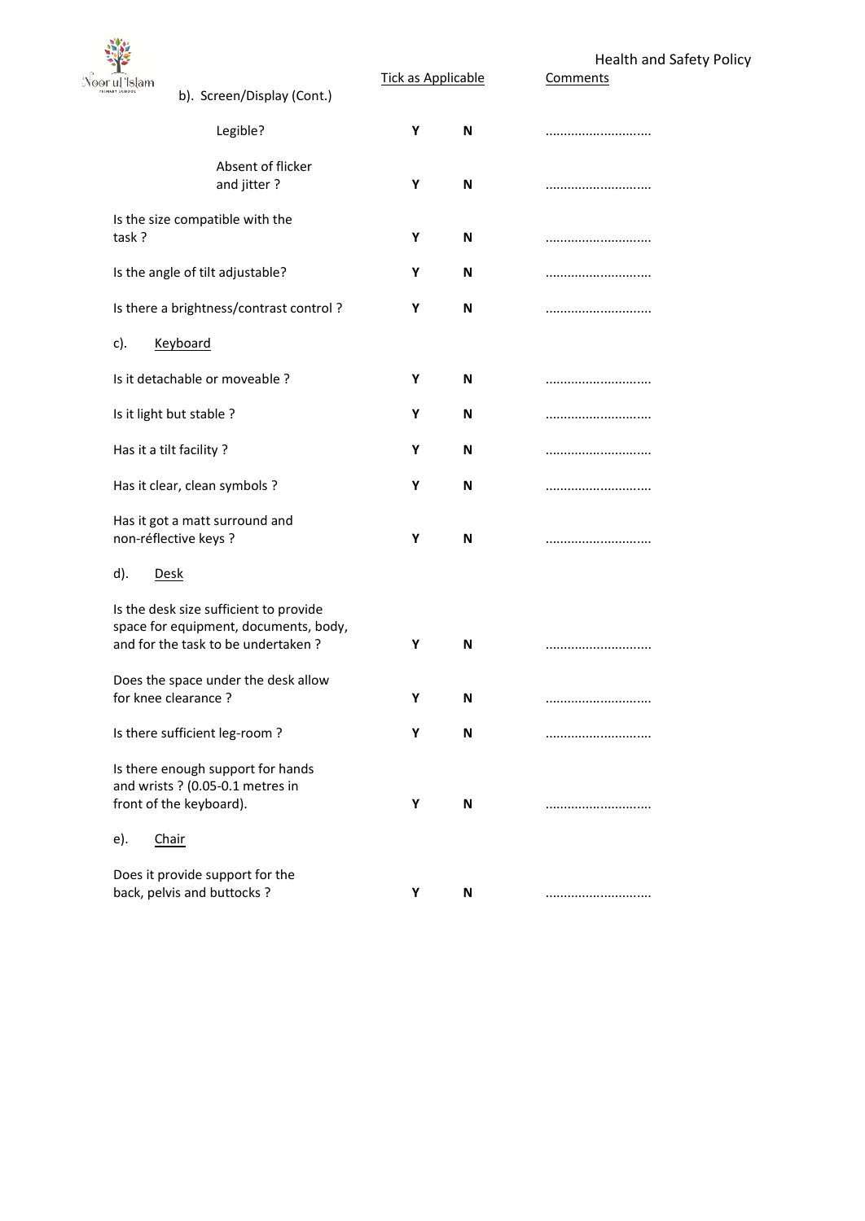| b). Screen/Display (Cont.) | Tick as Applicable | | Comments |
|---|---|---|---|
| Legible? | **Y** | **N** | ............................ |
| Absent of flicker and jitter ? | **Y** | **N** | ............................ |
| Is the size compatible with the task ? | **Y** | **N** | ............................ |
| Is the angle of tilt adjustable? | **Y** | **N** | ............................ |
| Is there a brightness/contrast control ? | **Y** | **N** | ............................ |
| c). Keyboard | | | |
| Is it detachable or moveable ? | **Y** | **N** | ............................ |
| Is it light but stable ? | **Y** | **N** | ............................ |
| Has it a tilt facility ? | **Y** | **N** | ............................ |
| Has it clear, clean symbols ? | **Y** | **N** | ............................ |
| Has it got a matt surround and non-réflective keys ? | **Y** | **N** | ............................ |
| d). Desk | | | |
| Is the desk size sufficient to provide space for equipment, documents, body, and for the task to be undertaken ? | **Y** | **N** | ............................ |
| Does the space under the desk allow for knee clearance ? | **Y** | **N** | ............................ |
| Is there sufficient leg-room ? | **Y** | **N** | ............................ |
| Is there enough support for hands and wrists ? (0.05-0.1 metres in front of the keyboard). | **Y** | **N** | ............................ |
| e). Chair | | | |
| Does it provide support for the back, pelvis and buttocks ? | **Y** | **N** | ............................ |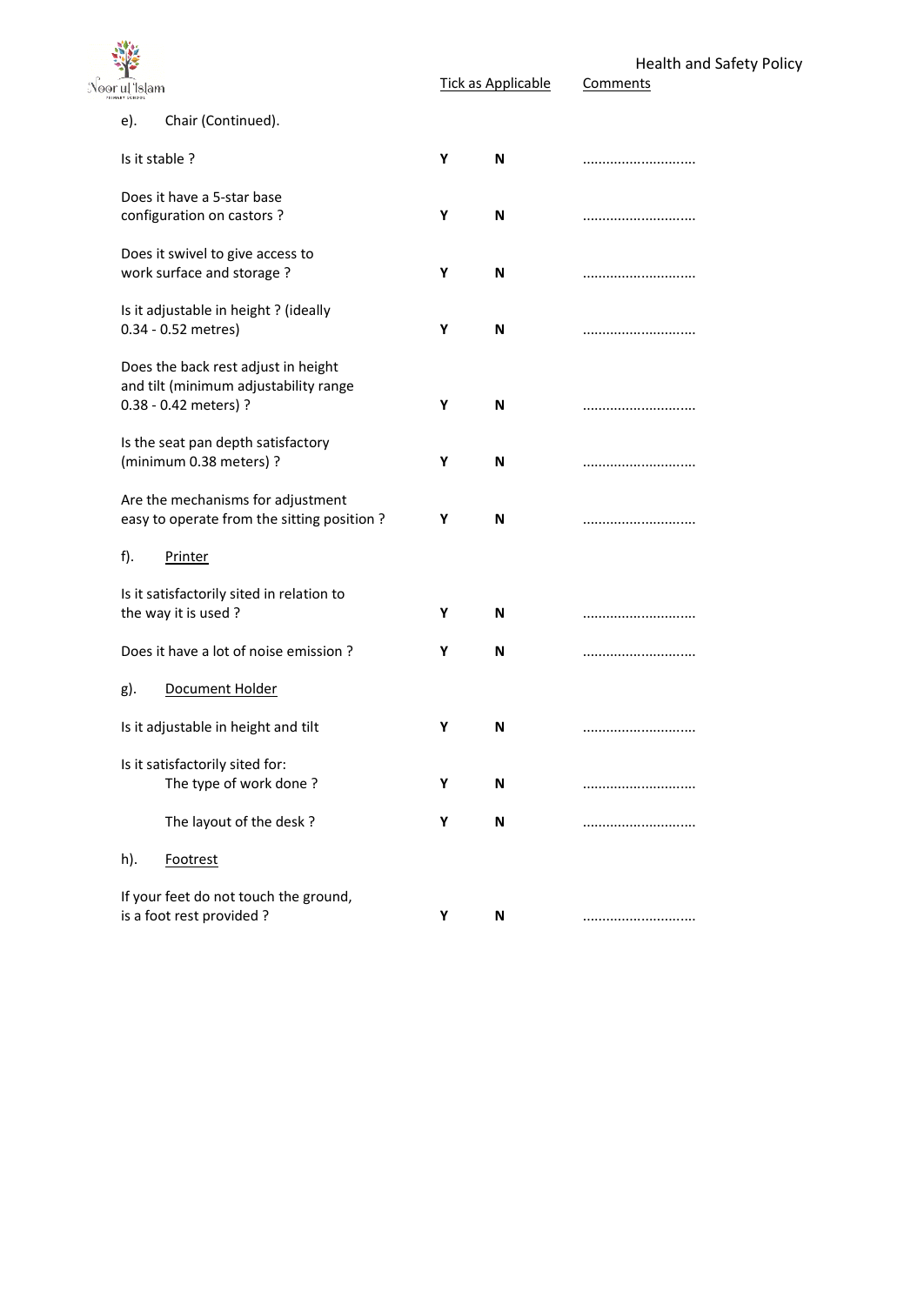| | Tick as Applicable | | Comments |
|---|---|---|---|
| e). Chair (Continued). | | | |
| Is it stable ? | **Y** | **N** | ............................. |
| Does it have a 5-star base configuration on castors ? | **Y** | **N** | ............................. |
| Does it swivel to give access to work surface and storage ? | **Y** | **N** | ............................. |
| Is it adjustable in height ? (ideally 0.34 - 0.52 metres) | **Y** | **N** | ............................. |
| Does the back rest adjust in height and tilt (minimum adjustability range 0.38 - 0.42 meters) ? | **Y** | **N** | ............................. |
| Is the seat pan depth satisfactory (minimum 0.38 meters) ? | **Y** | **N** | ............................. |
| Are the mechanisms for adjustment easy to operate from the sitting position ? | **Y** | **N** | ............................. |
| f). Printer | | | |
| Is it satisfactorily sited in relation to the way it is used ? | **Y** | **N** | ............................. |
| Does it have a lot of noise emission ? | **Y** | **N** | ............................. |
| g). Document Holder | | | |
| Is it adjustable in height and tilt | **Y** | **N** | ............................. |
| Is it satisfactorily sited for: The type of work done ? | **Y** | **N** | ............................. |
| The layout of the desk ? | **Y** | **N** | ............................. |
| h). Footrest | | | |
| If your feet do not touch the ground, is a foot rest provided ? | **Y** | **N** | ............................. |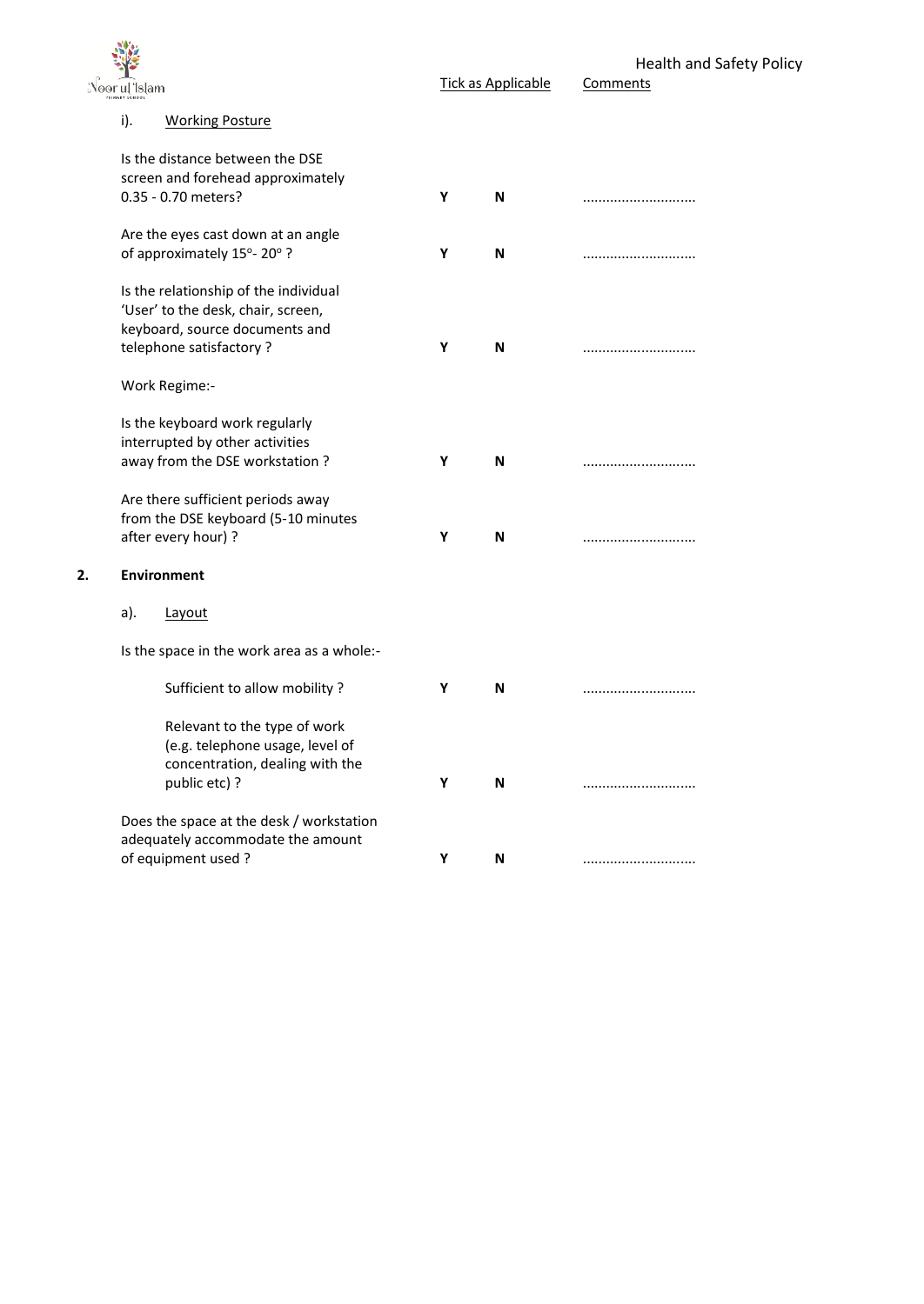| | Tick as Applicable | | Comments |
|---|---|---|---|
| i). Working Posture | | | |
| Is the distance between the DSE screen and forehead approximately 0.35 - 0.70 meters? | **Y** | **N** | ............................ |
| Are the eyes cast down at an angle of approximately 15º- 20º ? | **Y** | **N** | ............................ |
| Is the relationship of the individual 'User' to the desk, chair, screen, keyboard, source documents and telephone satisfactory ? | **Y** | **N** | ............................ |
| Work Regime:- | | | |
| Is the keyboard work regularly interrupted by other activities away from the DSE workstation ? | **Y** | **N** | ............................ |
| Are there sufficient periods away from the DSE keyboard (5-10 minutes after every hour) ? | **Y** | **N** | ............................ |

**2. Environment**

| | | | |
|---|---|---|---|
| a). Layout | | | |
| Is the space in the work area as a whole:- | | | |
| Sufficient to allow mobility ? | **Y** | **N** | ............................ |
| Relevant to the type of work (e.g. telephone usage, level of concentration, dealing with the public etc) ? | **Y** | **N** | ............................ |
| Does the space at the desk / workstation adequately accommodate the amount of equipment used ? | **Y** | **N** | ............................ |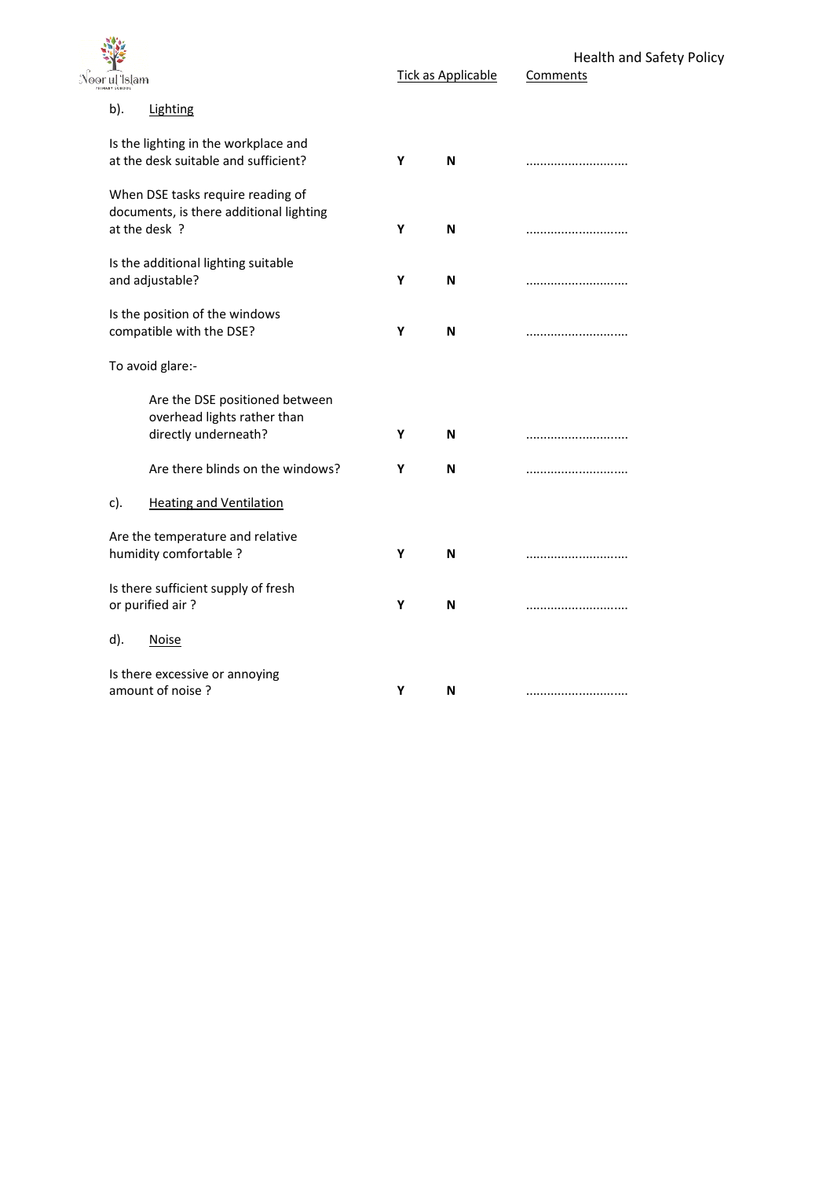| | Tick as Applicable | | Comments |
|---|---|---|---|
| **b). Lighting** | | | |
| Is the lighting in the workplace and at the desk suitable and sufficient? | **Y** | **N** | ............................ |
| When DSE tasks require reading of documents, is there additional lighting at the desk ? | **Y** | **N** | ............................ |
| Is the additional lighting suitable and adjustable? | **Y** | **N** | ............................ |
| Is the position of the windows compatible with the DSE? | **Y** | **N** | ............................ |
| To avoid glare:- | | | |
| Are the DSE positioned between overhead lights rather than directly underneath? | **Y** | **N** | ............................ |
| Are there blinds on the windows? | **Y** | **N** | ............................ |
| **c). Heating and Ventilation** | | | |
| Are the temperature and relative humidity comfortable ? | **Y** | **N** | ............................ |
| Is there sufficient supply of fresh or purified air ? | **Y** | **N** | ............................ |
| **d). Noise** | | | |
| Is there excessive or annoying amount of noise ? | **Y** | **N** | ............................ |